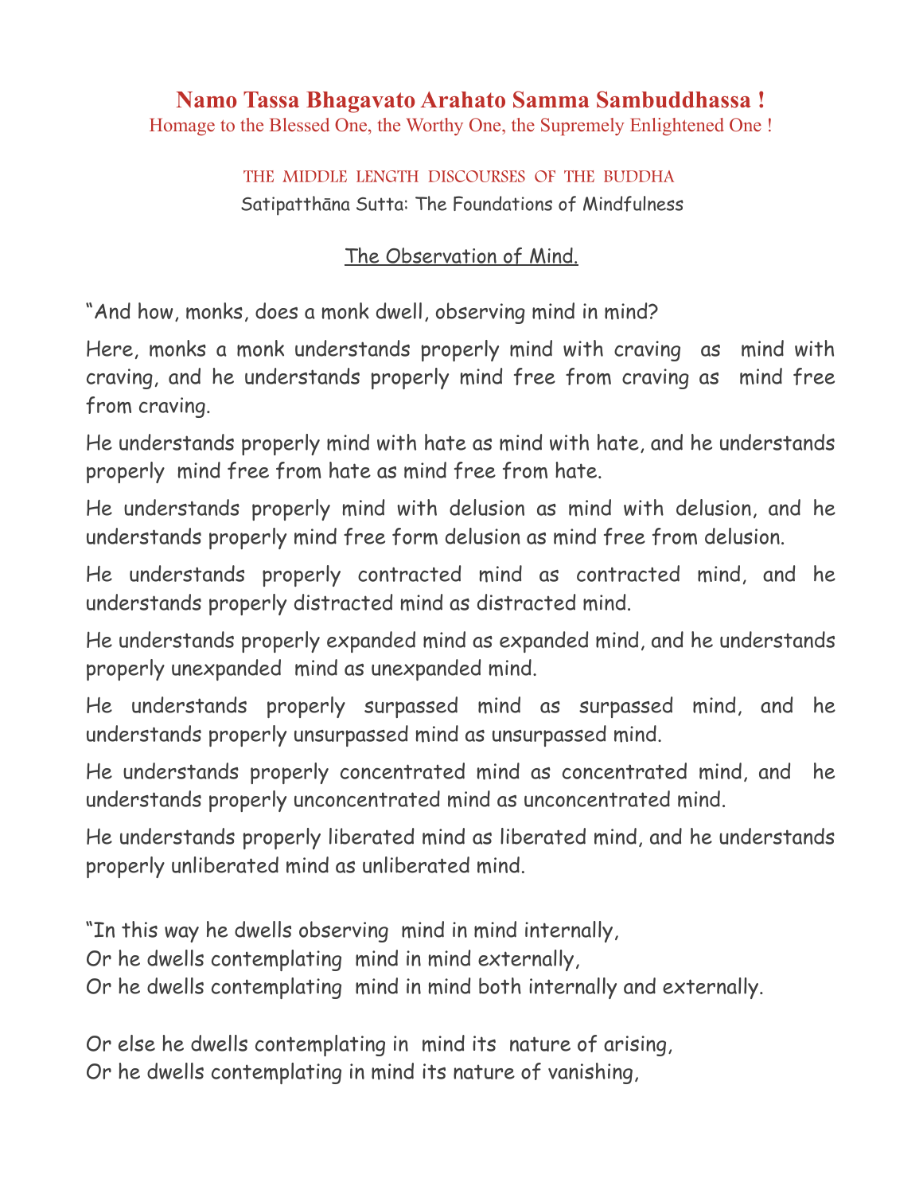**Namo Tassa Bhagavato Arahato Samma Sambuddhassa !**

Homage to the Blessed One, the Worthy One, the Supremely Enlightened One !

THE MIDDLE LENGTH DISCOURSES OF THE BUDDHA

Satipatthāna Sutta: The Foundations of Mindfulness

## The Observation of Mind.

"And how, monks, does a monk dwell, observing mind in mind?

Here, monks a monk understands properly mind with craving as mind with craving, and he understands properly mind free from craving as mind free from craving.

He understands properly mind with hate as mind with hate, and he understands properly mind free from hate as mind free from hate.

He understands properly mind with delusion as mind with delusion, and he understands properly mind free form delusion as mind free from delusion.

He understands properly contracted mind as contracted mind, and he understands properly distracted mind as distracted mind.

He understands properly expanded mind as expanded mind, and he understands properly unexpanded mind as unexpanded mind.

He understands properly surpassed mind as surpassed mind, and he understands properly unsurpassed mind as unsurpassed mind.

He understands properly concentrated mind as concentrated mind, and he understands properly unconcentrated mind as unconcentrated mind.

He understands properly liberated mind as liberated mind, and he understands properly unliberated mind as unliberated mind.

"In this way he dwells observing mind in mind internally,
Or he dwells contemplating mind in mind externally,
Or he dwells contemplating mind in mind both internally and externally.

Or else he dwells contemplating in mind its nature of arising,
Or he dwells contemplating in mind its nature of vanishing,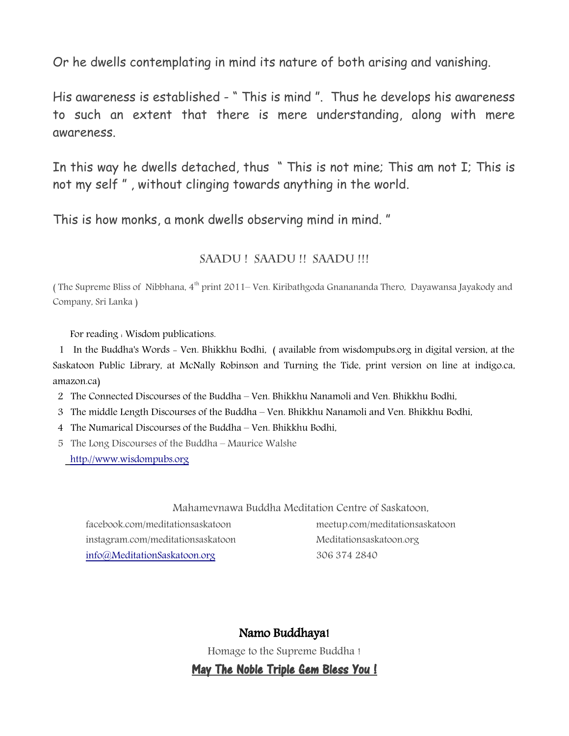Or he dwells contemplating in mind its nature of both arising and vanishing.

His awareness is established - " This is mind ". Thus he develops his awareness to such an extent that there is mere understanding, along with mere awareness.

In this way he dwells detached, thus " This is not mine; This am not I; This is not my self " , without clinging towards anything in the world.

This is how monks, a monk dwells observing mind in mind. "

SAADU ! SAADU !! SAADU !!!

( The Supreme Bliss of Nibbhana, 4th print 2011– Ven. Kiribathgoda Gnanananda Thero, Dayawansa Jayakody and Company, Sri Lanka )

For reading : Wisdom publications.

1 In the Buddha's Words - Ven. Bhikkhu Bodhi, ( available from wisdompubs.org in digital version, at the Saskatoon Public Library, at McNally Robinson and Turning the Tide, print version on line at indigo.ca, amazon.ca)
2 The Connected Discourses of the Buddha – Ven. Bhikkhu Nanamoli and Ven. Bhikkhu Bodhi,
3 The middle Length Discourses of the Buddha – Ven. Bhikkhu Nanamoli and Ven. Bhikkhu Bodhi,
4 The Numarical Discourses of the Buddha – Ven. Bhikkhu Bodhi,
5 The Long Discourses of the Buddha – Maurice Walshe

http://www.wisdompubs.org

Mahamevnawa Buddha Meditation Centre of Saskatoon,

facebook.com/meditationsaskatoon
meetup.com/meditationsaskatoon
instagram.com/meditationsaskatoon
Meditationsaskatoon.org
info@MeditationSaskatoon.org
306 374 2840

**Namo Buddhaya!**

Homage to the Supreme Buddha !

**May The Noble Triple Gem Bless You !**